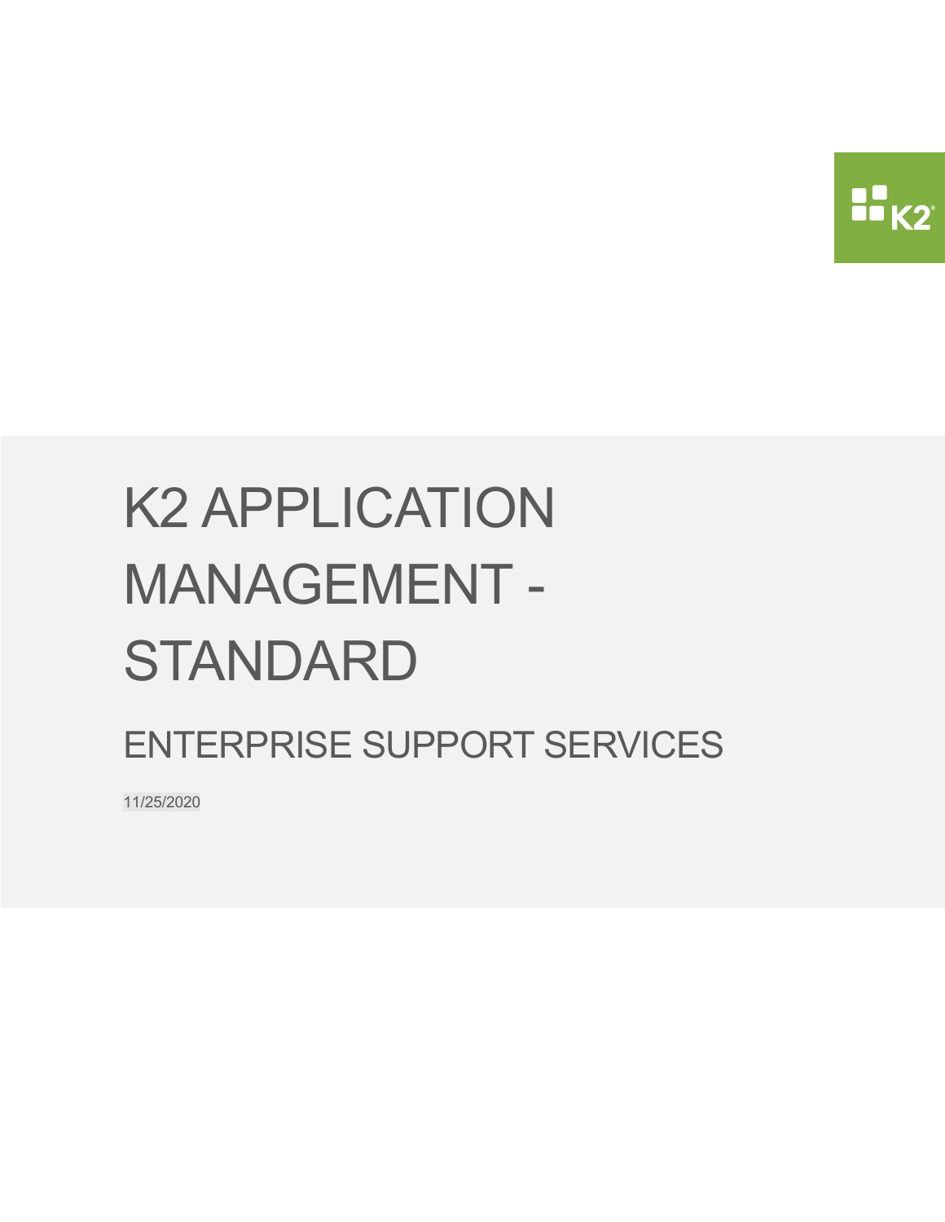# K2 APPLICATION MANAGEMENT - STANDARD

## ENTERPRISE SUPPORT SERVICES

11/25/2020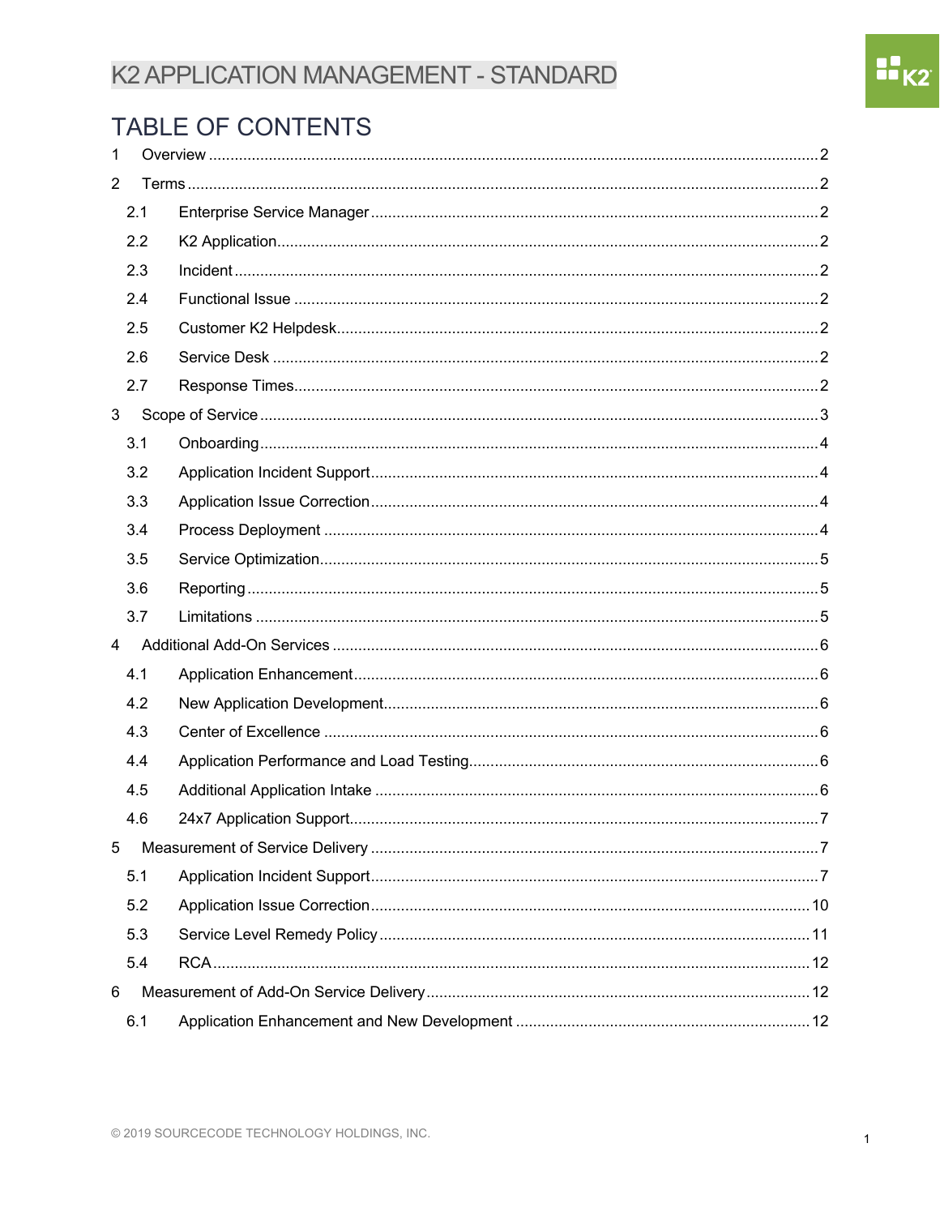# K2 APPLICATION MANAGEMENT - STANDARD

## TABLE OF CONTENTS

1 Overview ........ 2
2 Terms ........ 2
  2.1 Enterprise Service Manager ........ 2
  2.2 K2 Application ........ 2
  2.3 Incident ........ 2
  2.4 Functional Issue ........ 2
  2.5 Customer K2 Helpdesk ........ 2
  2.6 Service Desk ........ 2
  2.7 Response Times ........ 2
3 Scope of Service ........ 3
  3.1 Onboarding ........ 4
  3.2 Application Incident Support ........ 4
  3.3 Application Issue Correction ........ 4
  3.4 Process Deployment ........ 4
  3.5 Service Optimization ........ 5
  3.6 Reporting ........ 5
  3.7 Limitations ........ 5
4 Additional Add-On Services ........ 6
  4.1 Application Enhancement ........ 6
  4.2 New Application Development ........ 6
  4.3 Center of Excellence ........ 6
  4.4 Application Performance and Load Testing ........ 6
  4.5 Additional Application Intake ........ 6
  4.6 24x7 Application Support ........ 7
5 Measurement of Service Delivery ........ 7
  5.1 Application Incident Support ........ 7
  5.2 Application Issue Correction ........ 10
  5.3 Service Level Remedy Policy ........ 11
  5.4 RCA ........ 12
6 Measurement of Add-On Service Delivery ........ 12
  6.1 Application Enhancement and New Development ........ 12

© 2019 SOURCECODE TECHNOLOGY HOLDINGS, INC.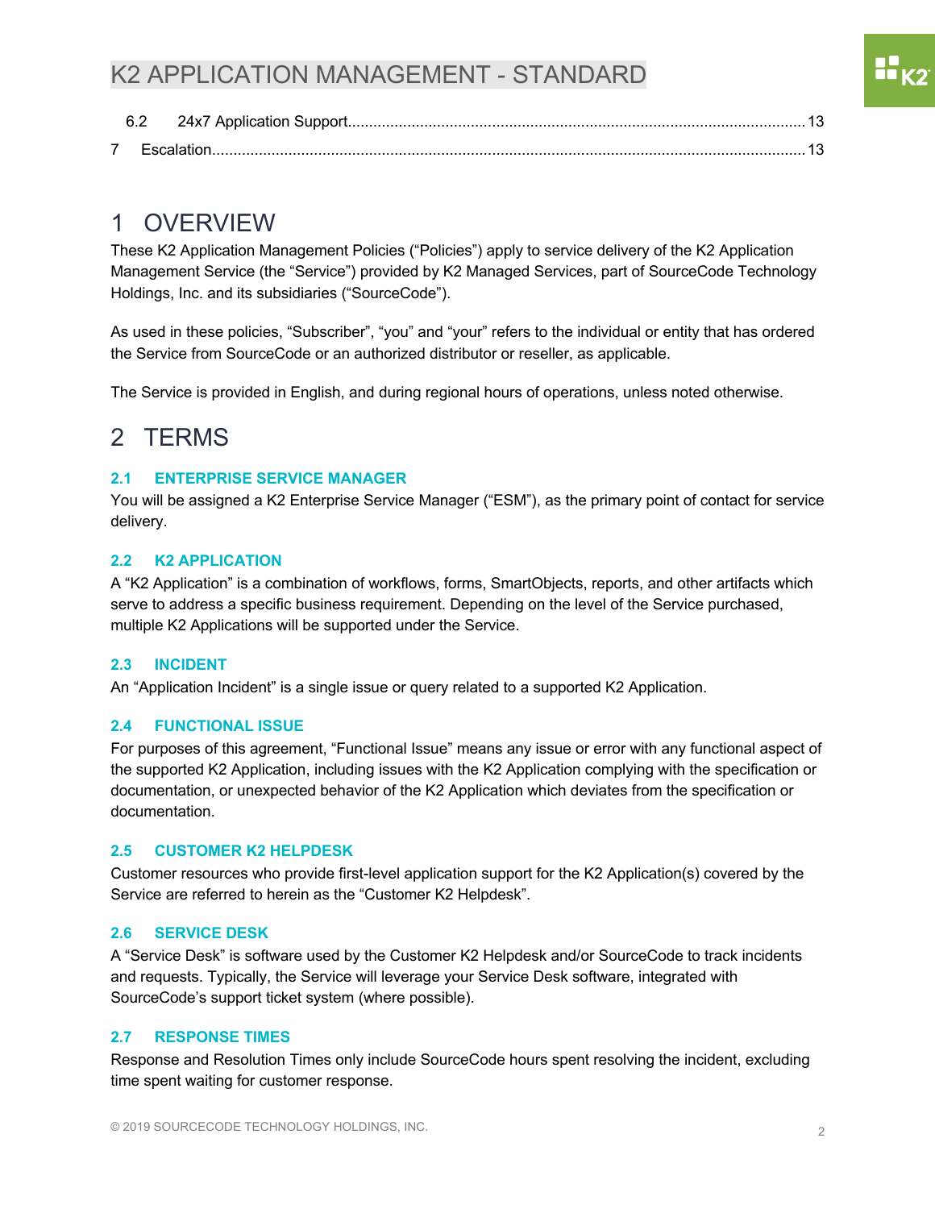6.2 24x7 Application Support........................................................................................................13

7 Escalation.......................................................................................................................................13

# 1 OVERVIEW

These K2 Application Management Policies ("Policies") apply to service delivery of the K2 Application Management Service (the "Service") provided by K2 Managed Services, part of SourceCode Technology Holdings, Inc. and its subsidiaries ("SourceCode").

As used in these policies, "Subscriber", "you" and "your" refers to the individual or entity that has ordered the Service from SourceCode or an authorized distributor or reseller, as applicable.

The Service is provided in English, and during regional hours of operations, unless noted otherwise.

# 2 TERMS

### 2.1 ENTERPRISE SERVICE MANAGER

You will be assigned a K2 Enterprise Service Manager ("ESM"), as the primary point of contact for service delivery.

### 2.2 K2 APPLICATION

A "K2 Application" is a combination of workflows, forms, SmartObjects, reports, and other artifacts which serve to address a specific business requirement. Depending on the level of the Service purchased, multiple K2 Applications will be supported under the Service.

### 2.3 INCIDENT

An "Application Incident" is a single issue or query related to a supported K2 Application.

### 2.4 FUNCTIONAL ISSUE

For purposes of this agreement, "Functional Issue" means any issue or error with any functional aspect of the supported K2 Application, including issues with the K2 Application complying with the specification or documentation, or unexpected behavior of the K2 Application which deviates from the specification or documentation.

### 2.5 CUSTOMER K2 HELPDESK

Customer resources who provide first-level application support for the K2 Application(s) covered by the Service are referred to herein as the "Customer K2 Helpdesk".

### 2.6 SERVICE DESK

A "Service Desk" is software used by the Customer K2 Helpdesk and/or SourceCode to track incidents and requests. Typically, the Service will leverage your Service Desk software, integrated with SourceCode's support ticket system (where possible).

### 2.7 RESPONSE TIMES

Response and Resolution Times only include SourceCode hours spent resolving the incident, excluding time spent waiting for customer response.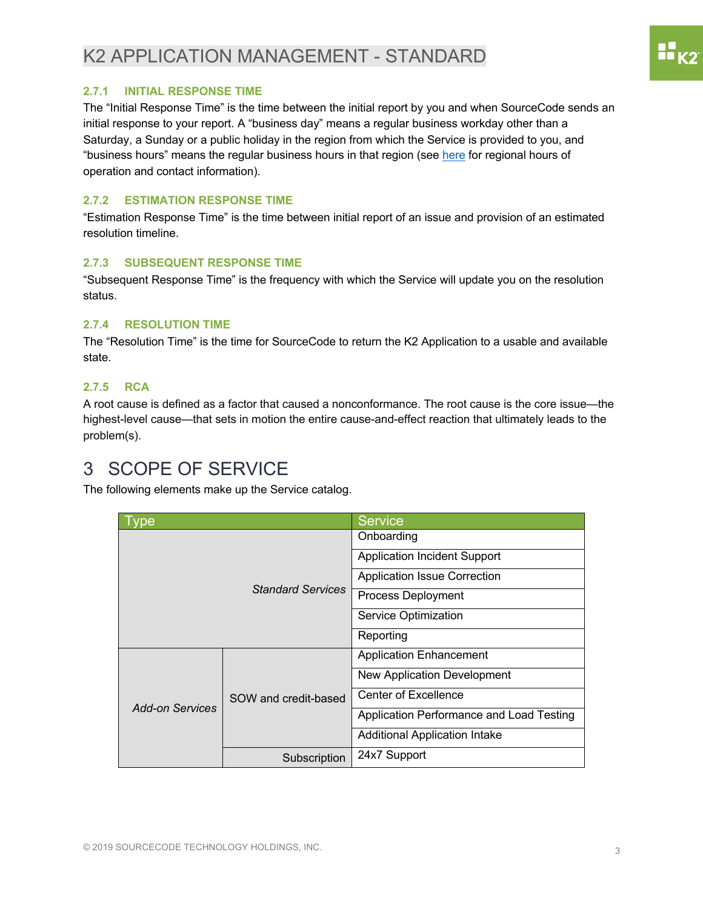# K2 APPLICATION MANAGEMENT - STANDARD

### 2.7.1 INITIAL RESPONSE TIME

The "Initial Response Time" is the time between the initial report by you and when SourceCode sends an initial response to your report. A "business day" means a regular business workday other than a Saturday, a Sunday or a public holiday in the region from which the Service is provided to you, and "business hours" means the regular business hours in that region (see here for regional hours of operation and contact information).

### 2.7.2 ESTIMATION RESPONSE TIME

"Estimation Response Time" is the time between initial report of an issue and provision of an estimated resolution timeline.

### 2.7.3 SUBSEQUENT RESPONSE TIME

"Subsequent Response Time" is the frequency with which the Service will update you on the resolution status.

### 2.7.4 RESOLUTION TIME

The "Resolution Time" is the time for SourceCode to return the K2 Application to a usable and available state.

### 2.7.5 RCA

A root cause is defined as a factor that caused a nonconformance. The root cause is the core issue—the highest-level cause—that sets in motion the entire cause-and-effect reaction that ultimately leads to the problem(s).

# 3 SCOPE OF SERVICE

The following elements make up the Service catalog.

| Type | | Service |
|---|---|---|
| *Standard Services* | | Onboarding |
| | | Application Incident Support |
| | | Application Issue Correction |
| | | Process Deployment |
| | | Service Optimization |
| | | Reporting |
| *Add-on Services* | SOW and credit-based | Application Enhancement |
| | | New Application Development |
| | | Center of Excellence |
| | | Application Performance and Load Testing |
| | | Additional Application Intake |
| | Subscription | 24x7 Support |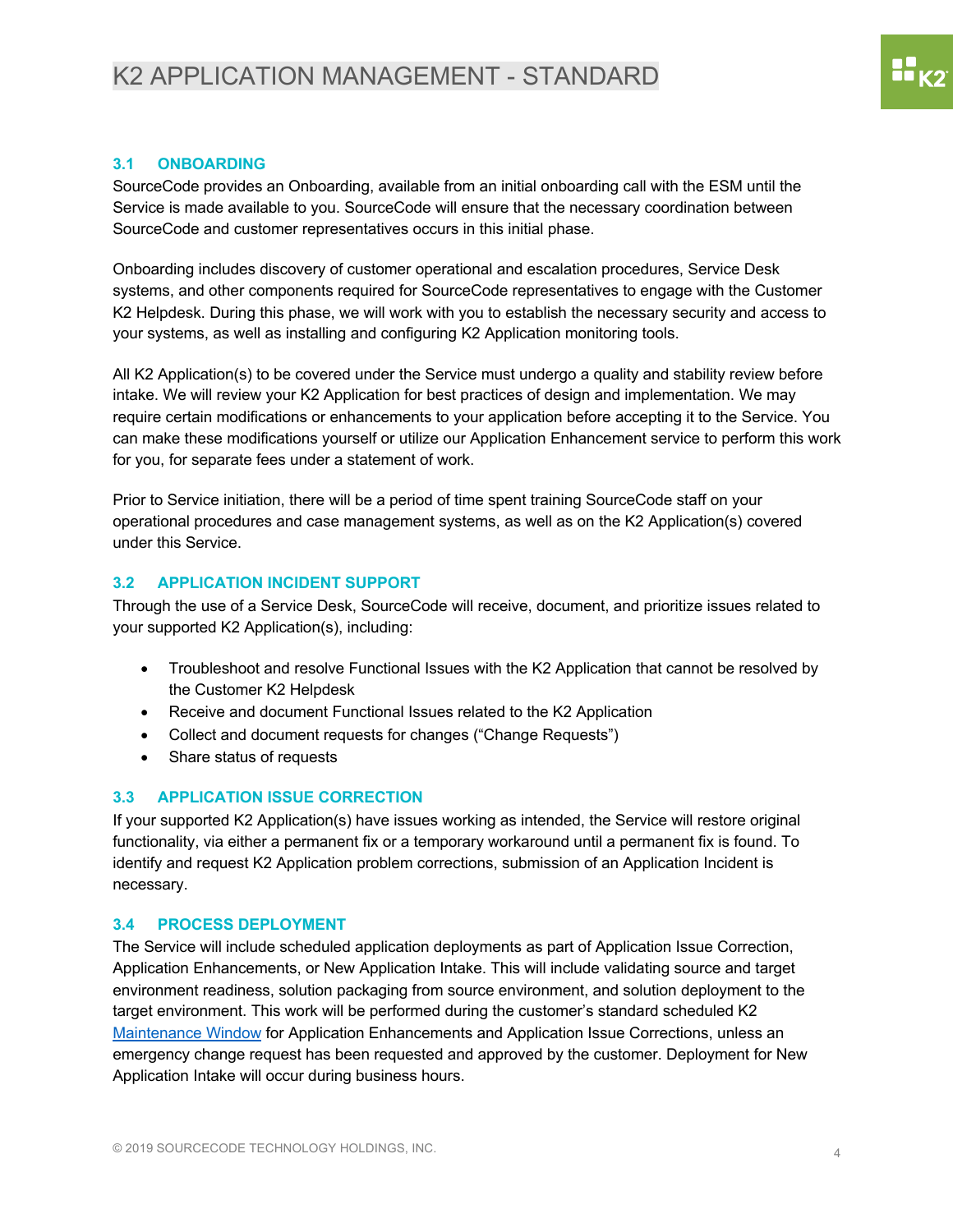### 3.1 ONBOARDING

SourceCode provides an Onboarding, available from an initial onboarding call with the ESM until the Service is made available to you. SourceCode will ensure that the necessary coordination between SourceCode and customer representatives occurs in this initial phase.

Onboarding includes discovery of customer operational and escalation procedures, Service Desk systems, and other components required for SourceCode representatives to engage with the Customer K2 Helpdesk. During this phase, we will work with you to establish the necessary security and access to your systems, as well as installing and configuring K2 Application monitoring tools.

All K2 Application(s) to be covered under the Service must undergo a quality and stability review before intake. We will review your K2 Application for best practices of design and implementation. We may require certain modifications or enhancements to your application before accepting it to the Service. You can make these modifications yourself or utilize our Application Enhancement service to perform this work for you, for separate fees under a statement of work.

Prior to Service initiation, there will be a period of time spent training SourceCode staff on your operational procedures and case management systems, as well as on the K2 Application(s) covered under this Service.

### 3.2 APPLICATION INCIDENT SUPPORT

Through the use of a Service Desk, SourceCode will receive, document, and prioritize issues related to your supported K2 Application(s), including:

- Troubleshoot and resolve Functional Issues with the K2 Application that cannot be resolved by the Customer K2 Helpdesk
- Receive and document Functional Issues related to the K2 Application
- Collect and document requests for changes ("Change Requests")
- Share status of requests

### 3.3 APPLICATION ISSUE CORRECTION

If your supported K2 Application(s) have issues working as intended, the Service will restore original functionality, via either a permanent fix or a temporary workaround until a permanent fix is found. To identify and request K2 Application problem corrections, submission of an Application Incident is necessary.

### 3.4 PROCESS DEPLOYMENT

The Service will include scheduled application deployments as part of Application Issue Correction, Application Enhancements, or New Application Intake. This will include validating source and target environment readiness, solution packaging from source environment, and solution deployment to the target environment. This work will be performed during the customer's standard scheduled K2 Maintenance Window for Application Enhancements and Application Issue Corrections, unless an emergency change request has been requested and approved by the customer. Deployment for New Application Intake will occur during business hours.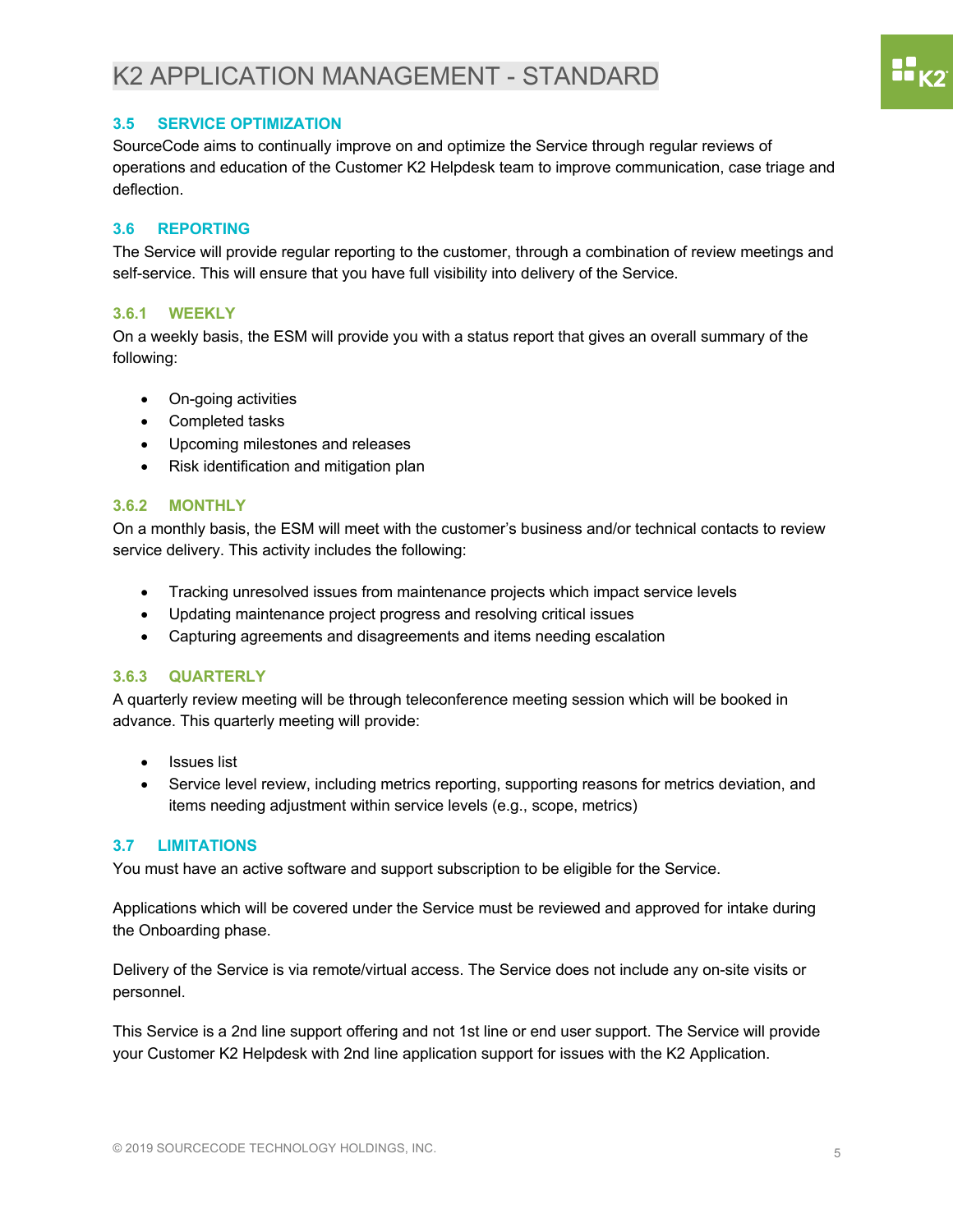## 3.5 SERVICE OPTIMIZATION

SourceCode aims to continually improve on and optimize the Service through regular reviews of operations and education of the Customer K2 Helpdesk team to improve communication, case triage and deflection.

## 3.6 REPORTING

The Service will provide regular reporting to the customer, through a combination of review meetings and self-service. This will ensure that you have full visibility into delivery of the Service.

### 3.6.1 WEEKLY

On a weekly basis, the ESM will provide you with a status report that gives an overall summary of the following:

- On-going activities
- Completed tasks
- Upcoming milestones and releases
- Risk identification and mitigation plan

### 3.6.2 MONTHLY

On a monthly basis, the ESM will meet with the customer's business and/or technical contacts to review service delivery. This activity includes the following:

- Tracking unresolved issues from maintenance projects which impact service levels
- Updating maintenance project progress and resolving critical issues
- Capturing agreements and disagreements and items needing escalation

### 3.6.3 QUARTERLY

A quarterly review meeting will be through teleconference meeting session which will be booked in advance. This quarterly meeting will provide:

- Issues list
- Service level review, including metrics reporting, supporting reasons for metrics deviation, and items needing adjustment within service levels (e.g., scope, metrics)

## 3.7 LIMITATIONS

You must have an active software and support subscription to be eligible for the Service.

Applications which will be covered under the Service must be reviewed and approved for intake during the Onboarding phase.

Delivery of the Service is via remote/virtual access. The Service does not include any on-site visits or personnel.

This Service is a 2nd line support offering and not 1st line or end user support. The Service will provide your Customer K2 Helpdesk with 2nd line application support for issues with the K2 Application.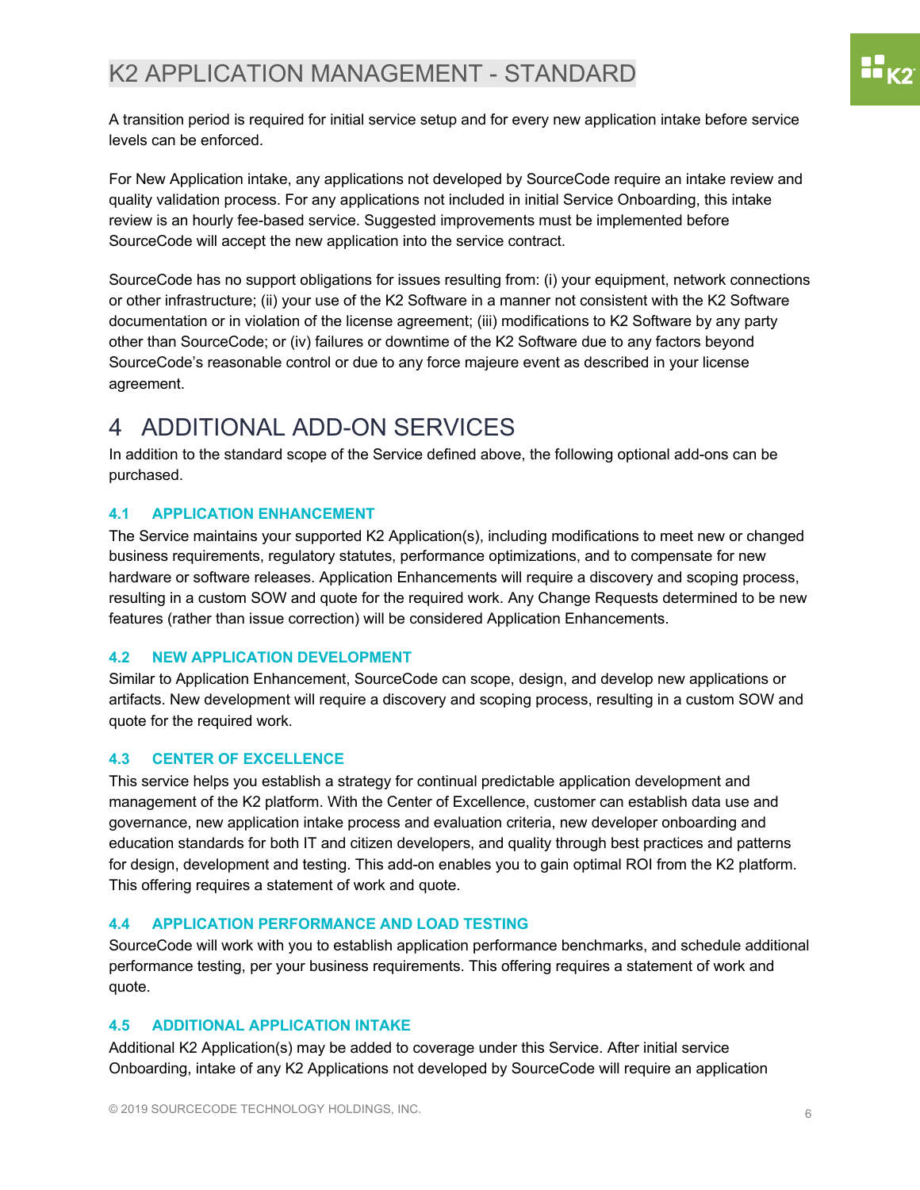A transition period is required for initial service setup and for every new application intake before service levels can be enforced.

For New Application intake, any applications not developed by SourceCode require an intake review and quality validation process. For any applications not included in initial Service Onboarding, this intake review is an hourly fee-based service. Suggested improvements must be implemented before SourceCode will accept the new application into the service contract.

SourceCode has no support obligations for issues resulting from: (i) your equipment, network connections or other infrastructure; (ii) your use of the K2 Software in a manner not consistent with the K2 Software documentation or in violation of the license agreement; (iii) modifications to K2 Software by any party other than SourceCode; or (iv) failures or downtime of the K2 Software due to any factors beyond SourceCode's reasonable control or due to any force majeure event as described in your license agreement.

# 4 ADDITIONAL ADD-ON SERVICES

In addition to the standard scope of the Service defined above, the following optional add-ons can be purchased.

## 4.1 APPLICATION ENHANCEMENT

The Service maintains your supported K2 Application(s), including modifications to meet new or changed business requirements, regulatory statutes, performance optimizations, and to compensate for new hardware or software releases. Application Enhancements will require a discovery and scoping process, resulting in a custom SOW and quote for the required work. Any Change Requests determined to be new features (rather than issue correction) will be considered Application Enhancements.

## 4.2 NEW APPLICATION DEVELOPMENT

Similar to Application Enhancement, SourceCode can scope, design, and develop new applications or artifacts. New development will require a discovery and scoping process, resulting in a custom SOW and quote for the required work.

## 4.3 CENTER OF EXCELLENCE

This service helps you establish a strategy for continual predictable application development and management of the K2 platform. With the Center of Excellence, customer can establish data use and governance, new application intake process and evaluation criteria, new developer onboarding and education standards for both IT and citizen developers, and quality through best practices and patterns for design, development and testing. This add-on enables you to gain optimal ROI from the K2 platform. This offering requires a statement of work and quote.

## 4.4 APPLICATION PERFORMANCE AND LOAD TESTING

SourceCode will work with you to establish application performance benchmarks, and schedule additional performance testing, per your business requirements. This offering requires a statement of work and quote.

## 4.5 ADDITIONAL APPLICATION INTAKE

Additional K2 Application(s) may be added to coverage under this Service. After initial service Onboarding, intake of any K2 Applications not developed by SourceCode will require an application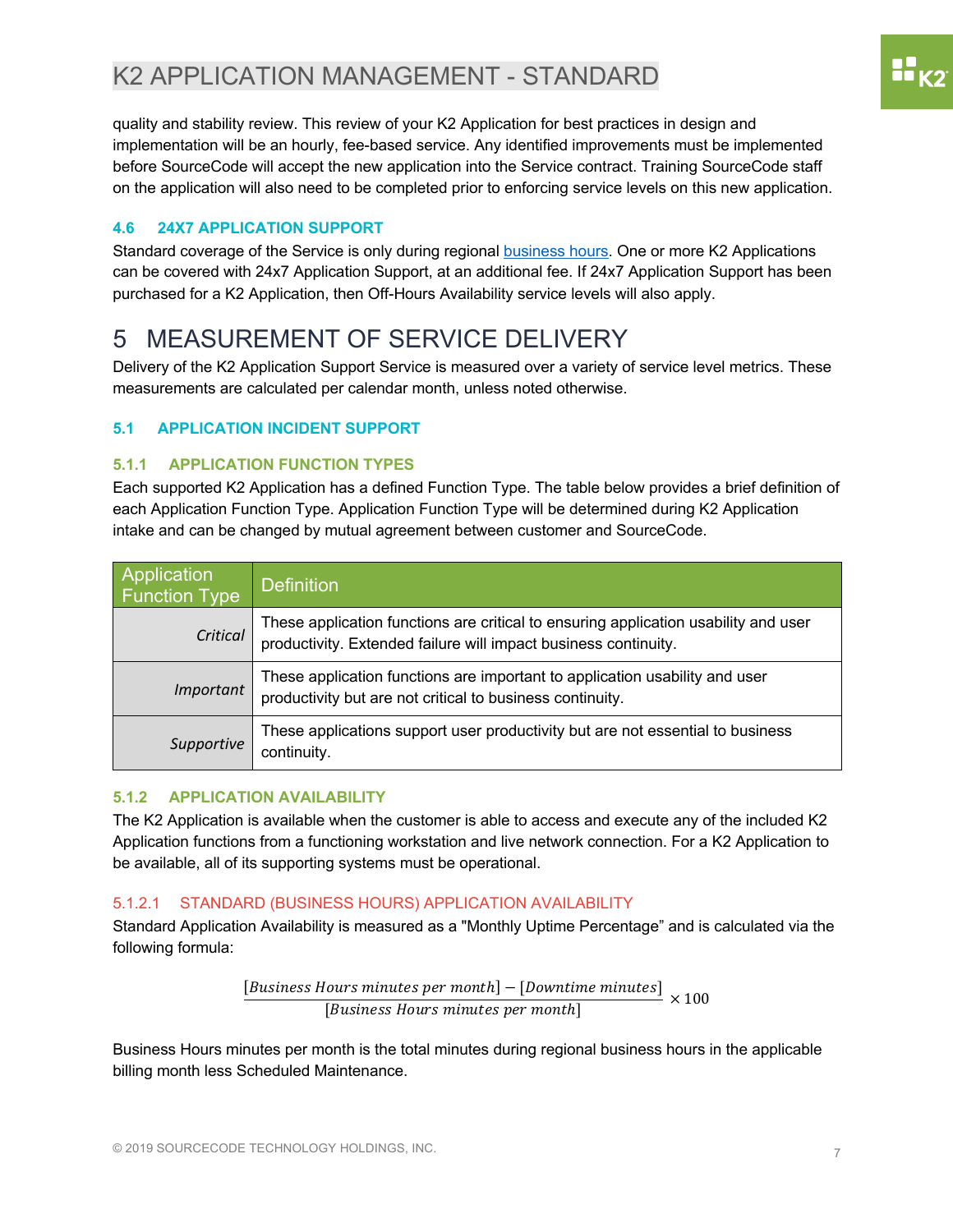quality and stability review. This review of your K2 Application for best practices in design and implementation will be an hourly, fee-based service. Any identified improvements must be implemented before SourceCode will accept the new application into the Service contract. Training SourceCode staff on the application will also need to be completed prior to enforcing service levels on this new application.

### 4.6 24X7 APPLICATION SUPPORT

Standard coverage of the Service is only during regional business hours. One or more K2 Applications can be covered with 24x7 Application Support, at an additional fee. If 24x7 Application Support has been purchased for a K2 Application, then Off-Hours Availability service levels will also apply.

# 5 MEASUREMENT OF SERVICE DELIVERY

Delivery of the K2 Application Support Service is measured over a variety of service level metrics. These measurements are calculated per calendar month, unless noted otherwise.

## 5.1 APPLICATION INCIDENT SUPPORT

### 5.1.1 APPLICATION FUNCTION TYPES

Each supported K2 Application has a defined Function Type. The table below provides a brief definition of each Application Function Type. Application Function Type will be determined during K2 Application intake and can be changed by mutual agreement between customer and SourceCode.

| Application Function Type | Definition |
|---|---|
| *Critical* | These application functions are critical to ensuring application usability and user productivity. Extended failure will impact business continuity. |
| *Important* | These application functions are important to application usability and user productivity but are not critical to business continuity. |
| *Supportive* | These applications support user productivity but are not essential to business continuity. |

### 5.1.2 APPLICATION AVAILABILITY

The K2 Application is available when the customer is able to access and execute any of the included K2 Application functions from a functioning workstation and live network connection. For a K2 Application to be available, all of its supporting systems must be operational.

#### 5.1.2.1 STANDARD (BUSINESS HOURS) APPLICATION AVAILABILITY

Standard Application Availability is measured as a "Monthly Uptime Percentage" and is calculated via the following formula:

$$\frac{[\textit{Business Hours minutes per month}] - [\textit{Downtime minutes}]}{[\textit{Business Hours minutes per month}]} \times 100$$

Business Hours minutes per month is the total minutes during regional business hours in the applicable billing month less Scheduled Maintenance.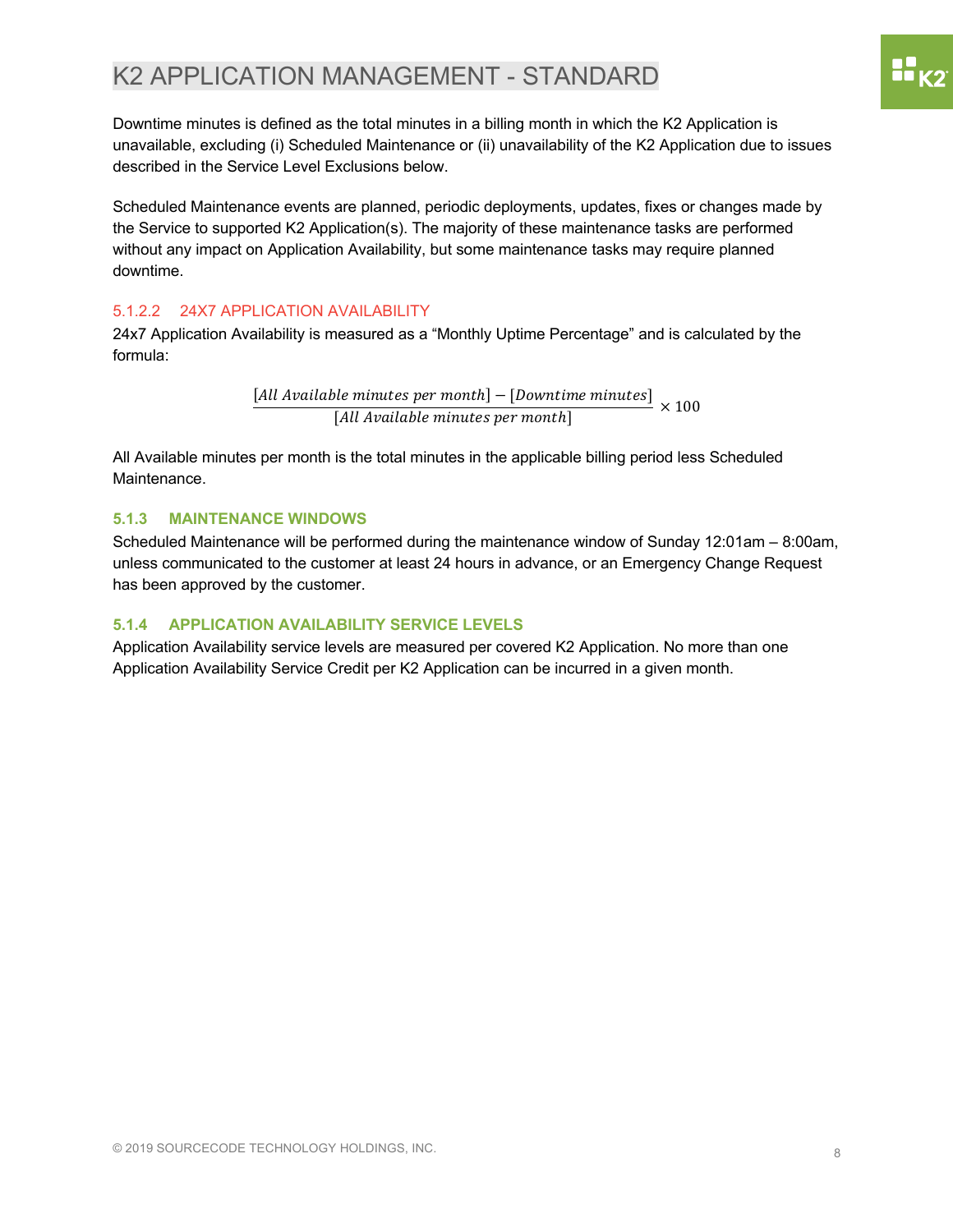# K2 APPLICATION MANAGEMENT - STANDARD

Downtime minutes is defined as the total minutes in a billing month in which the K2 Application is unavailable, excluding (i) Scheduled Maintenance or (ii) unavailability of the K2 Application due to issues described in the Service Level Exclusions below.

Scheduled Maintenance events are planned, periodic deployments, updates, fixes or changes made by the Service to supported K2 Application(s). The majority of these maintenance tasks are performed without any impact on Application Availability, but some maintenance tasks may require planned downtime.

#### 5.1.2.2 24X7 APPLICATION AVAILABILITY

24x7 Application Availability is measured as a "Monthly Uptime Percentage" and is calculated by the formula:

$$\frac{[All\ Available\ minutes\ per\ month] - [Downtime\ minutes]}{[All\ Available\ minutes\ per\ month]} \times 100$$

All Available minutes per month is the total minutes in the applicable billing period less Scheduled Maintenance.

### 5.1.3 MAINTENANCE WINDOWS

Scheduled Maintenance will be performed during the maintenance window of Sunday 12:01am – 8:00am, unless communicated to the customer at least 24 hours in advance, or an Emergency Change Request has been approved by the customer.

### 5.1.4 APPLICATION AVAILABILITY SERVICE LEVELS

Application Availability service levels are measured per covered K2 Application. No more than one Application Availability Service Credit per K2 Application can be incurred in a given month.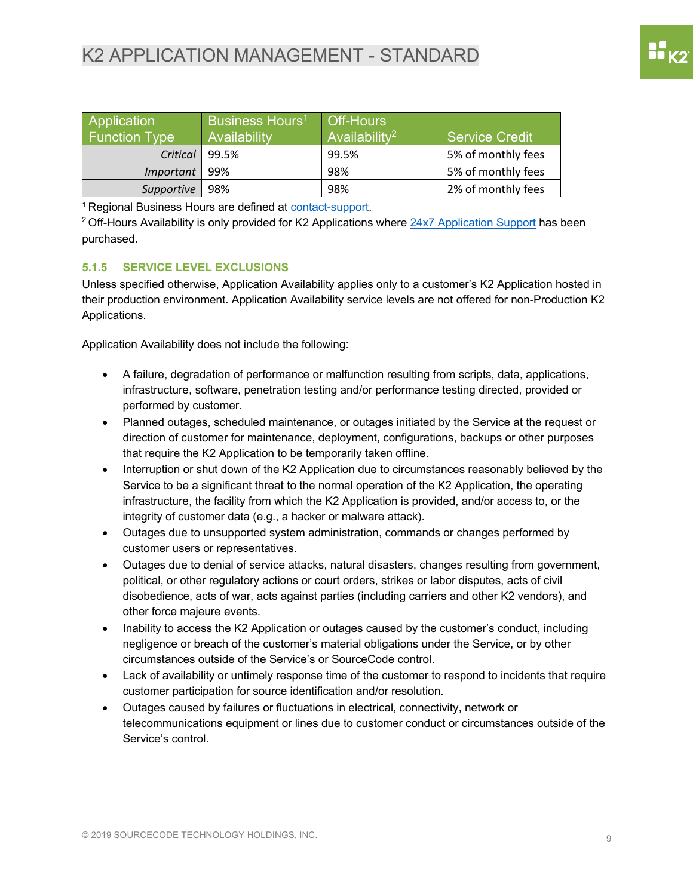| Application Function Type | Business Hours[1] Availability | Off-Hours Availability[2] | Service Credit |
|---|---|---|---|
| *Critical* | 99.5% | 99.5% | 5% of monthly fees |
| *Important* | 99% | 98% | 5% of monthly fees |
| *Supportive* | 98% | 98% | 2% of monthly fees |

[1] Regional Business Hours are defined at contact-support.

[2] Off-Hours Availability is only provided for K2 Applications where 24x7 Application Support has been purchased.

### 5.1.5 SERVICE LEVEL EXCLUSIONS

Unless specified otherwise, Application Availability applies only to a customer's K2 Application hosted in their production environment. Application Availability service levels are not offered for non-Production K2 Applications.

Application Availability does not include the following:

- A failure, degradation of performance or malfunction resulting from scripts, data, applications, infrastructure, software, penetration testing and/or performance testing directed, provided or performed by customer.
- Planned outages, scheduled maintenance, or outages initiated by the Service at the request or direction of customer for maintenance, deployment, configurations, backups or other purposes that require the K2 Application to be temporarily taken offline.
- Interruption or shut down of the K2 Application due to circumstances reasonably believed by the Service to be a significant threat to the normal operation of the K2 Application, the operating infrastructure, the facility from which the K2 Application is provided, and/or access to, or the integrity of customer data (e.g., a hacker or malware attack).
- Outages due to unsupported system administration, commands or changes performed by customer users or representatives.
- Outages due to denial of service attacks, natural disasters, changes resulting from government, political, or other regulatory actions or court orders, strikes or labor disputes, acts of civil disobedience, acts of war, acts against parties (including carriers and other K2 vendors), and other force majeure events.
- Inability to access the K2 Application or outages caused by the customer's conduct, including negligence or breach of the customer's material obligations under the Service, or by other circumstances outside of the Service's or SourceCode control.
- Lack of availability or untimely response time of the customer to respond to incidents that require customer participation for source identification and/or resolution.
- Outages caused by failures or fluctuations in electrical, connectivity, network or telecommunications equipment or lines due to customer conduct or circumstances outside of the Service's control.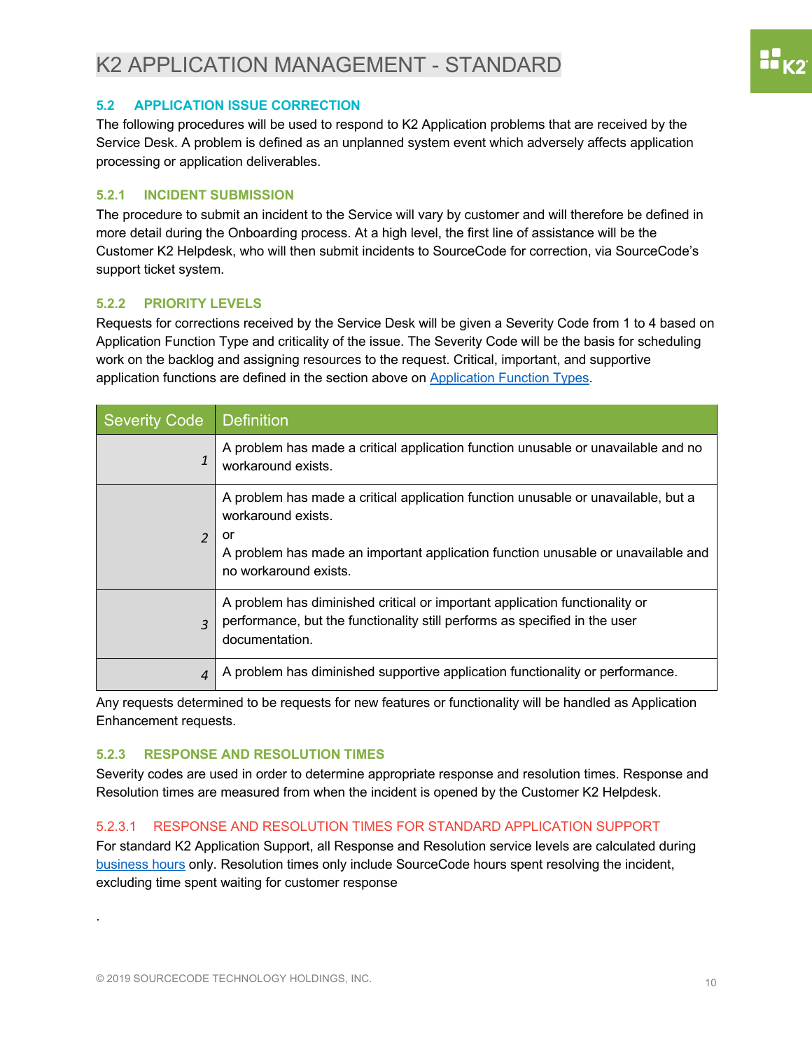# K2 APPLICATION MANAGEMENT - STANDARD

## 5.2 APPLICATION ISSUE CORRECTION

The following procedures will be used to respond to K2 Application problems that are received by the Service Desk. A problem is defined as an unplanned system event which adversely affects application processing or application deliverables.

### 5.2.1 INCIDENT SUBMISSION

The procedure to submit an incident to the Service will vary by customer and will therefore be defined in more detail during the Onboarding process. At a high level, the first line of assistance will be the Customer K2 Helpdesk, who will then submit incidents to SourceCode for correction, via SourceCode's support ticket system.

### 5.2.2 PRIORITY LEVELS

Requests for corrections received by the Service Desk will be given a Severity Code from 1 to 4 based on Application Function Type and criticality of the issue. The Severity Code will be the basis for scheduling work on the backlog and assigning resources to the request. Critical, important, and supportive application functions are defined in the section above on Application Function Types.

| Severity Code | Definition |
|---|---|
| *1* | A problem has made a critical application function unusable or unavailable and no workaround exists. |
| *2* | A problem has made a critical application function unusable or unavailable, but a workaround exists.<br>or<br>A problem has made an important application function unusable or unavailable and no workaround exists. |
| *3* | A problem has diminished critical or important application functionality or performance, but the functionality still performs as specified in the user documentation. |
| *4* | A problem has diminished supportive application functionality or performance. |

Any requests determined to be requests for new features or functionality will be handled as Application Enhancement requests.

### 5.2.3 RESPONSE AND RESOLUTION TIMES

Severity codes are used in order to determine appropriate response and resolution times. Response and Resolution times are measured from when the incident is opened by the Customer K2 Helpdesk.

#### 5.2.3.1 RESPONSE AND RESOLUTION TIMES FOR STANDARD APPLICATION SUPPORT

For standard K2 Application Support, all Response and Resolution service levels are calculated during business hours only. Resolution times only include SourceCode hours spent resolving the incident, excluding time spent waiting for customer response

.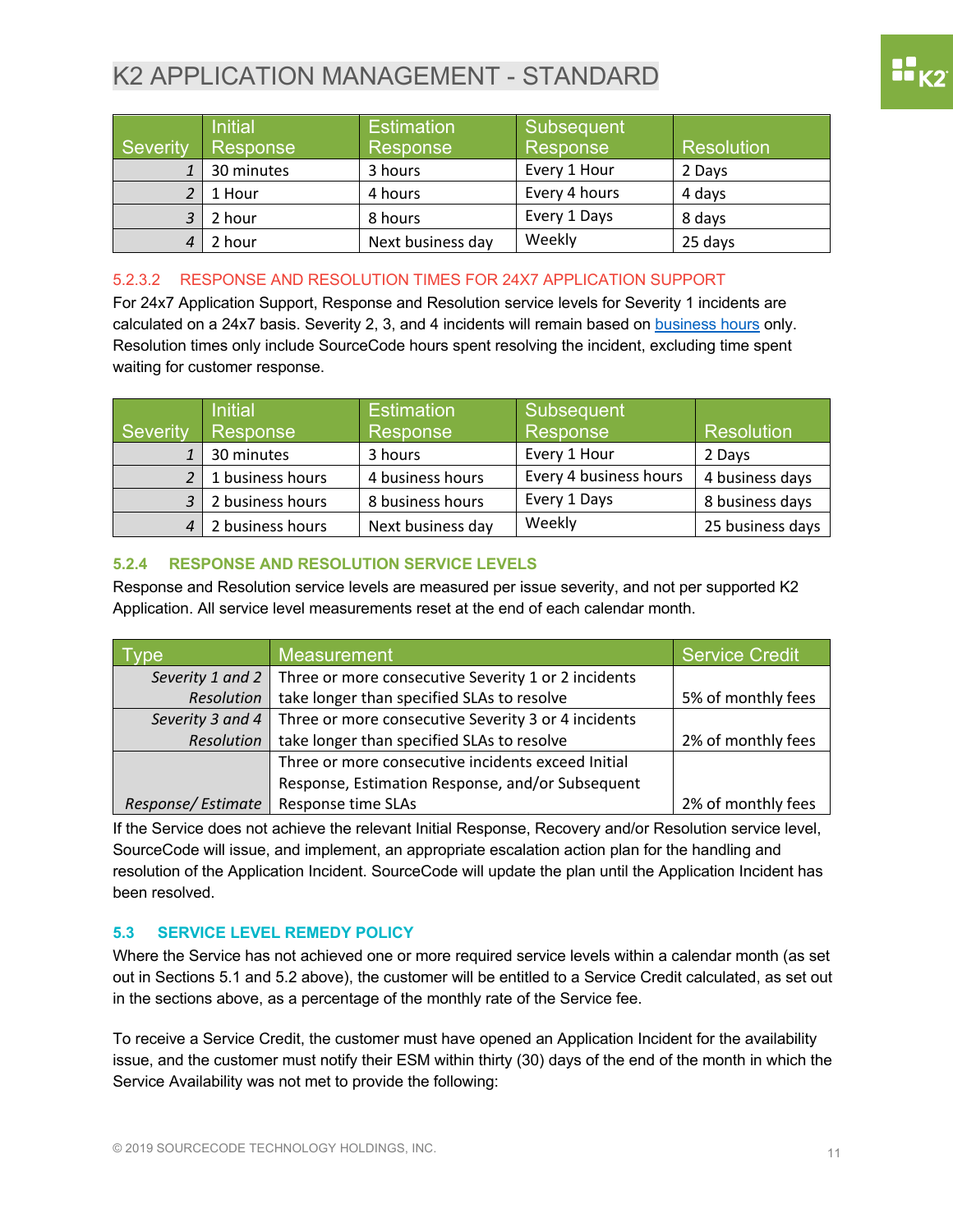# K2 APPLICATION MANAGEMENT - STANDARD

| Severity | Initial Response | Estimation Response | Subsequent Response | Resolution |
|---|---|---|---|---|
| *1* | 30 minutes | 3 hours | Every 1 Hour | 2 Days |
| *2* | 1 Hour | 4 hours | Every 4 hours | 4 days |
| *3* | 2 hour | 8 hours | Every 1 Days | 8 days |
| *4* | 2 hour | Next business day | Weekly | 25 days |

#### 5.2.3.2 RESPONSE AND RESOLUTION TIMES FOR 24X7 APPLICATION SUPPORT

For 24x7 Application Support, Response and Resolution service levels for Severity 1 incidents are calculated on a 24x7 basis. Severity 2, 3, and 4 incidents will remain based on business hours only. Resolution times only include SourceCode hours spent resolving the incident, excluding time spent waiting for customer response.

| Severity | Initial Response | Estimation Response | Subsequent Response | Resolution |
|---|---|---|---|---|
| *1* | 30 minutes | 3 hours | Every 1 Hour | 2 Days |
| *2* | 1 business hours | 4 business hours | Every 4 business hours | 4 business days |
| *3* | 2 business hours | 8 business hours | Every 1 Days | 8 business days |
| *4* | 2 business hours | Next business day | Weekly | 25 business days |

### 5.2.4 RESPONSE AND RESOLUTION SERVICE LEVELS

Response and Resolution service levels are measured per issue severity, and not per supported K2 Application. All service level measurements reset at the end of each calendar month.

| Type | Measurement | Service Credit |
|---|---|---|
| *Severity 1 and 2 Resolution* | Three or more consecutive Severity 1 or 2 incidents take longer than specified SLAs to resolve | 5% of monthly fees |
| *Severity 3 and 4 Resolution* | Three or more consecutive Severity 3 or 4 incidents take longer than specified SLAs to resolve | 2% of monthly fees |
| *Response/ Estimate* | Three or more consecutive incidents exceed Initial Response, Estimation Response, and/or Subsequent Response time SLAs | 2% of monthly fees |

If the Service does not achieve the relevant Initial Response, Recovery and/or Resolution service level, SourceCode will issue, and implement, an appropriate escalation action plan for the handling and resolution of the Application Incident. SourceCode will update the plan until the Application Incident has been resolved.

## 5.3 SERVICE LEVEL REMEDY POLICY

Where the Service has not achieved one or more required service levels within a calendar month (as set out in Sections 5.1 and 5.2 above), the customer will be entitled to a Service Credit calculated, as set out in the sections above, as a percentage of the monthly rate of the Service fee.

To receive a Service Credit, the customer must have opened an Application Incident for the availability issue, and the customer must notify their ESM within thirty (30) days of the end of the month in which the Service Availability was not met to provide the following: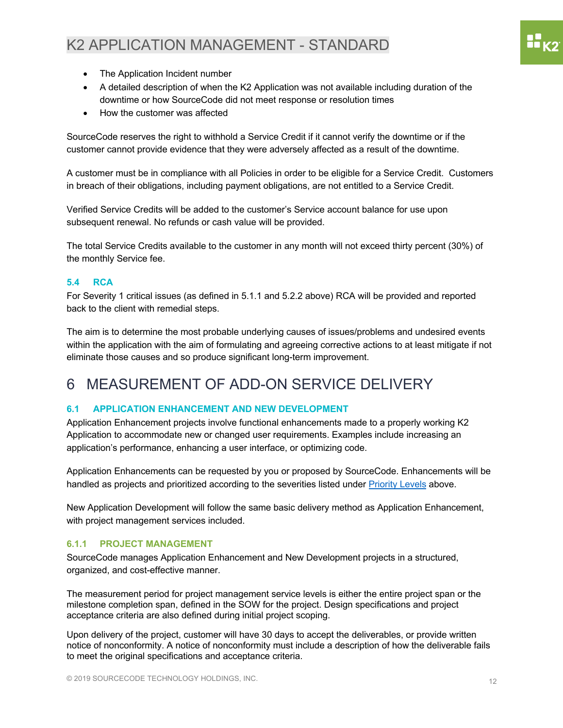- The Application Incident number
- A detailed description of when the K2 Application was not available including duration of the downtime or how SourceCode did not meet response or resolution times
- How the customer was affected

SourceCode reserves the right to withhold a Service Credit if it cannot verify the downtime or if the customer cannot provide evidence that they were adversely affected as a result of the downtime.

A customer must be in compliance with all Policies in order to be eligible for a Service Credit. Customers in breach of their obligations, including payment obligations, are not entitled to a Service Credit.

Verified Service Credits will be added to the customer's Service account balance for use upon subsequent renewal. No refunds or cash value will be provided.

The total Service Credits available to the customer in any month will not exceed thirty percent (30%) of the monthly Service fee.

### 5.4 RCA

For Severity 1 critical issues (as defined in 5.1.1 and 5.2.2 above) RCA will be provided and reported back to the client with remedial steps.

The aim is to determine the most probable underlying causes of issues/problems and undesired events within the application with the aim of formulating and agreeing corrective actions to at least mitigate if not eliminate those causes and so produce significant long-term improvement.

# 6 MEASUREMENT OF ADD-ON SERVICE DELIVERY

## 6.1 APPLICATION ENHANCEMENT AND NEW DEVELOPMENT

Application Enhancement projects involve functional enhancements made to a properly working K2 Application to accommodate new or changed user requirements. Examples include increasing an application's performance, enhancing a user interface, or optimizing code.

Application Enhancements can be requested by you or proposed by SourceCode. Enhancements will be handled as projects and prioritized according to the severities listed under Priority Levels above.

New Application Development will follow the same basic delivery method as Application Enhancement, with project management services included.

### 6.1.1 PROJECT MANAGEMENT

SourceCode manages Application Enhancement and New Development projects in a structured, organized, and cost-effective manner.

The measurement period for project management service levels is either the entire project span or the milestone completion span, defined in the SOW for the project. Design specifications and project acceptance criteria are also defined during initial project scoping.

Upon delivery of the project, customer will have 30 days to accept the deliverables, or provide written notice of nonconformity. A notice of nonconformity must include a description of how the deliverable fails to meet the original specifications and acceptance criteria.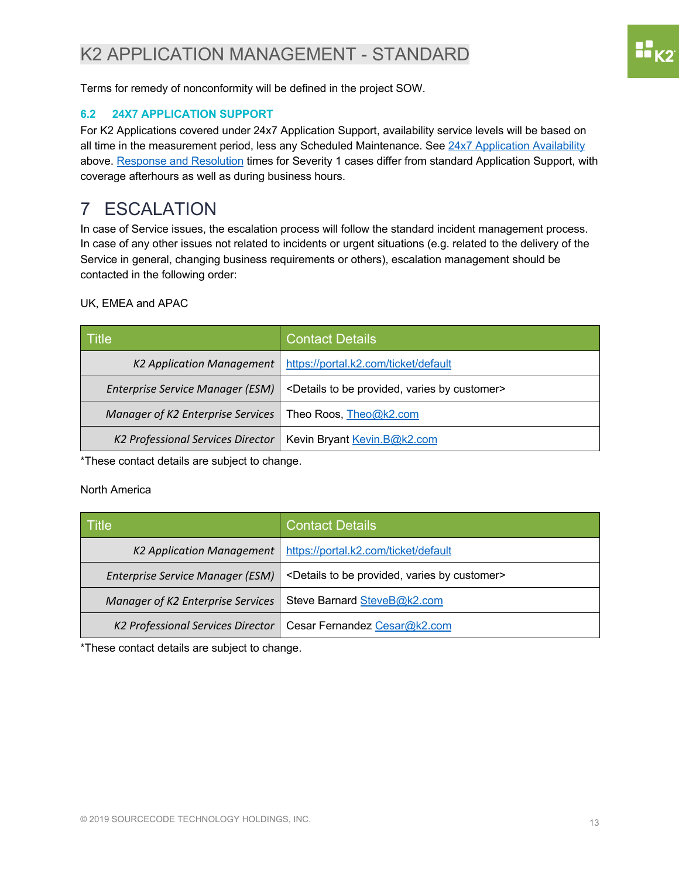Terms for remedy of nonconformity will be defined in the project SOW.

### 6.2 24X7 APPLICATION SUPPORT

For K2 Applications covered under 24x7 Application Support, availability service levels will be based on all time in the measurement period, less any Scheduled Maintenance. See 24x7 Application Availability above. Response and Resolution times for Severity 1 cases differ from standard Application Support, with coverage afterhours as well as during business hours.

# 7 ESCALATION

In case of Service issues, the escalation process will follow the standard incident management process. In case of any other issues not related to incidents or urgent situations (e.g. related to the delivery of the Service in general, changing business requirements or others), escalation management should be contacted in the following order:

UK, EMEA and APAC

| Title | Contact Details |
| --- | --- |
| *K2 Application Management* | https://portal.k2.com/ticket/default |
| *Enterprise Service Manager (ESM)* | <Details to be provided, varies by customer> |
| *Manager of K2 Enterprise Services* | Theo Roos, Theo@k2.com |
| *K2 Professional Services Director* | Kevin Bryant Kevin.B@k2.com |

*These contact details are subject to change.

North America

| Title | Contact Details |
| --- | --- |
| *K2 Application Management* | https://portal.k2.com/ticket/default |
| *Enterprise Service Manager (ESM)* | <Details to be provided, varies by customer> |
| *Manager of K2 Enterprise Services* | Steve Barnard SteveB@k2.com |
| *K2 Professional Services Director* | Cesar Fernandez Cesar@k2.com |

*These contact details are subject to change.